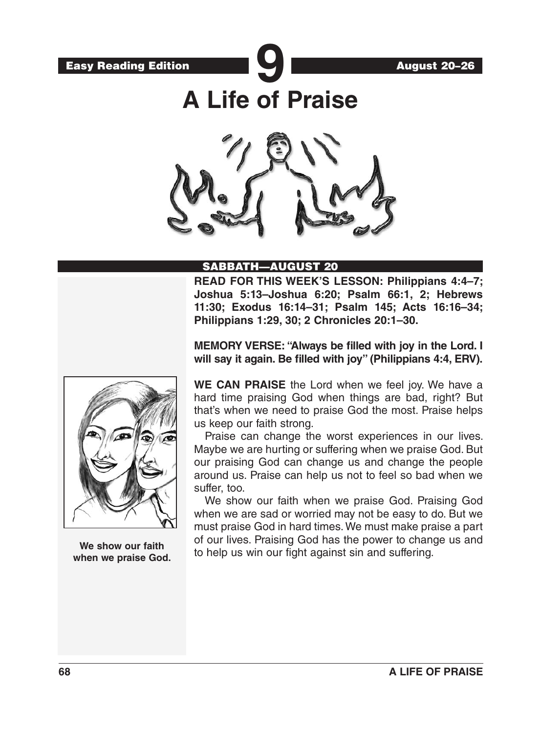Easy Reading Edition **9** August 20–26

# A Life of Praise

## SABBATH—AUGUST 20

**READ FOR THIS WEEK'S LESSON: Philippians 4:4–7; Joshua 5:13–Joshua 6:20; Psalm 66:1, 2; Hebrews 11:30; Exodus 16:14–31; Psalm 145; Acts 16:16–34; Philippians 1:29, 30; 2 Chronicles 20:1–30.**

**MEMORY VERSE: "Always be filled with joy in the Lord. I will say it again. Be filled with joy" (Philippians 4:4, ERV).**

**We show our faith when we praise God.**

**WE CAN PRAISE** the Lord when we feel joy. We have a hard time praising God when things are bad, right? But that's when we need to praise God the most. Praise helps us keep our faith strong.

Praise can change the worst experiences in our lives. Maybe we are hurting or suffering when we praise God. But our praising God can change us and change the people around us. Praise can help us not to feel so bad when we suffer, too.

We show our faith when we praise God. Praising God when we are sad or worried may not be easy to do. But we must praise God in hard times. We must make praise a part of our lives. Praising God has the power to change us and to help us win our fight against sin and suffering.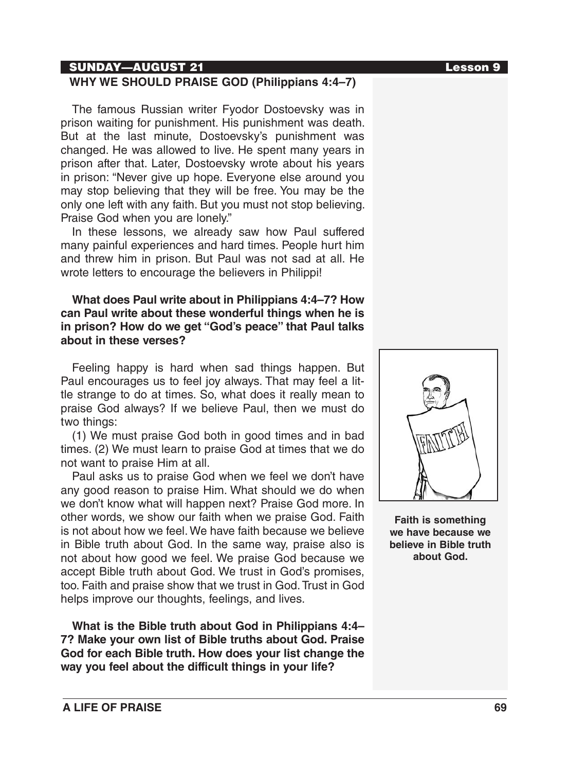**SUNDAY—AUGUST 21** **Lesson 9**

## WHY WE SHOULD PRAISE GOD (Philippians 4:4–7)

The famous Russian writer Fyodor Dostoevsky was in prison waiting for punishment. His punishment was death. But at the last minute, Dostoevsky's punishment was changed. He was allowed to live. He spent many years in prison after that. Later, Dostoevsky wrote about his years in prison: "Never give up hope. Everyone else around you may stop believing that they will be free. You may be the only one left with any faith. But you must not stop believing. Praise God when you are lonely."

In these lessons, we already saw how Paul suffered many painful experiences and hard times. People hurt him and threw him in prison. But Paul was not sad at all. He wrote letters to encourage the believers in Philippi!

**What does Paul write about in Philippians 4:4–7? How can Paul write about these wonderful things when he is in prison? How do we get "God's peace" that Paul talks about in these verses?**

Feeling happy is hard when sad things happen. But Paul encourages us to feel joy always. That may feel a little strange to do at times. So, what does it really mean to praise God always? If we believe Paul, then we must do two things:

(1) We must praise God both in good times and in bad times. (2) We must learn to praise God at times that we do not want to praise Him at all.

Paul asks us to praise God when we feel we don't have any good reason to praise Him. What should we do when we don't know what will happen next? Praise God more. In other words, we show our faith when we praise God. Faith is not about how we feel. We have faith because we believe in Bible truth about God. In the same way, praise also is not about how good we feel. We praise God because we accept Bible truth about God. We trust in God's promises, too. Faith and praise show that we trust in God. Trust in God helps improve our thoughts, feelings, and lives.

**What is the Bible truth about God in Philippians 4:4–7? Make your own list of Bible truths about God. Praise God for each Bible truth. How does your list change the way you feel about the difficult things in your life?**

**Faith is something we have because we believe in Bible truth about God.**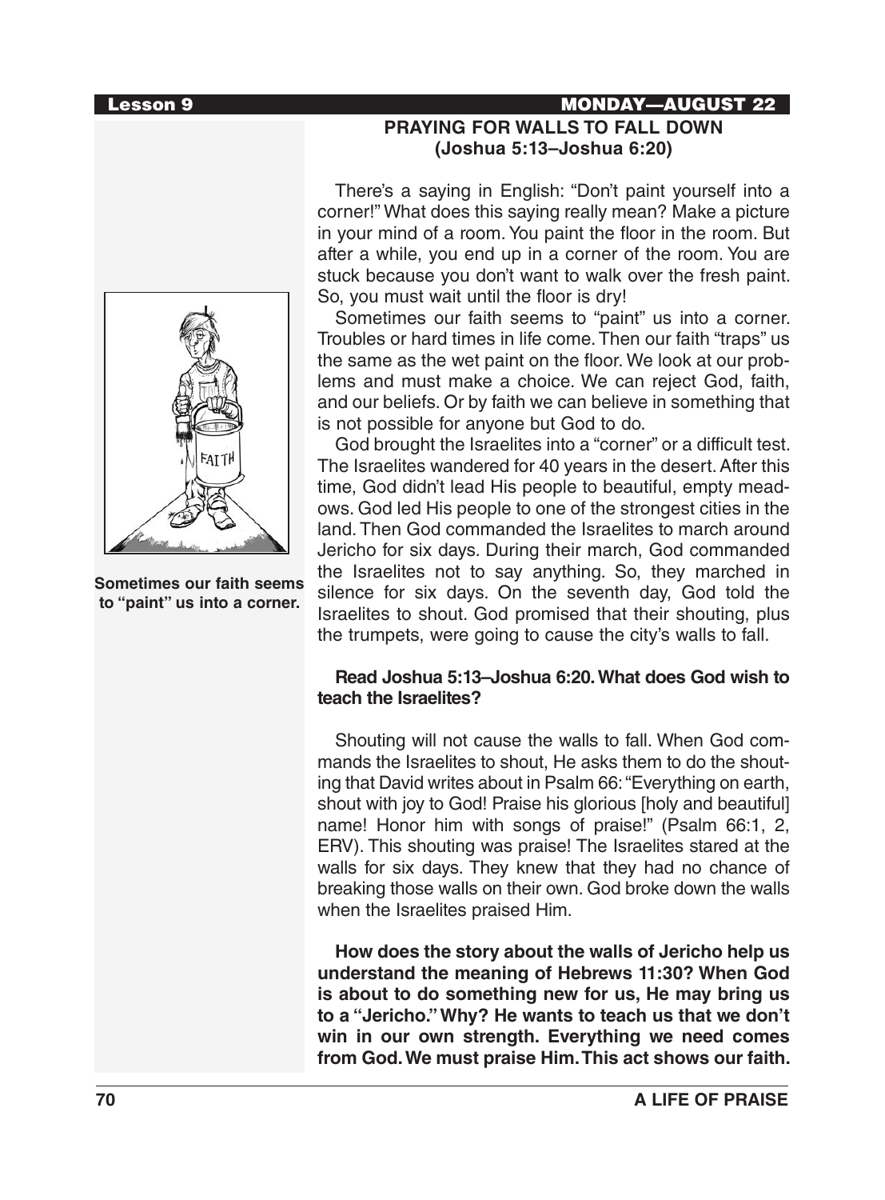## PRAYING FOR WALLS TO FALL DOWN (Joshua 5:13–Joshua 6:20)

There's a saying in English: "Don't paint yourself into a corner!" What does this saying really mean? Make a picture in your mind of a room. You paint the floor in the room. But after a while, you end up in a corner of the room. You are stuck because you don't want to walk over the fresh paint. So, you must wait until the floor is dry!

Sometimes our faith seems to "paint" us into a corner. Troubles or hard times in life come. Then our faith "traps" us the same as the wet paint on the floor. We look at our problems and must make a choice. We can reject God, faith, and our beliefs. Or by faith we can believe in something that is not possible for anyone but God to do.

**Sometimes our faith seems to "paint" us into a corner.**

God brought the Israelites into a "corner" or a difficult test. The Israelites wandered for 40 years in the desert. After this time, God didn't lead His people to beautiful, empty meadows. God led His people to one of the strongest cities in the land. Then God commanded the Israelites to march around Jericho for six days. During their march, God commanded the Israelites not to say anything. So, they marched in silence for six days. On the seventh day, God told the Israelites to shout. God promised that their shouting, plus the trumpets, were going to cause the city's walls to fall.

**Read Joshua 5:13–Joshua 6:20. What does God wish to teach the Israelites?**

Shouting will not cause the walls to fall. When God commands the Israelites to shout, He asks them to do the shouting that David writes about in Psalm 66: "Everything on earth, shout with joy to God! Praise his glorious [holy and beautiful] name! Honor him with songs of praise!" (Psalm 66:1, 2, ERV). This shouting was praise! The Israelites stared at the walls for six days. They knew that they had no chance of breaking those walls on their own. God broke down the walls when the Israelites praised Him.

**How does the story about the walls of Jericho help us understand the meaning of Hebrews 11:30? When God is about to do something new for us, He may bring us to a "Jericho." Why? He wants to teach us that we don't win in our own strength. Everything we need comes from God. We must praise Him. This act shows our faith.**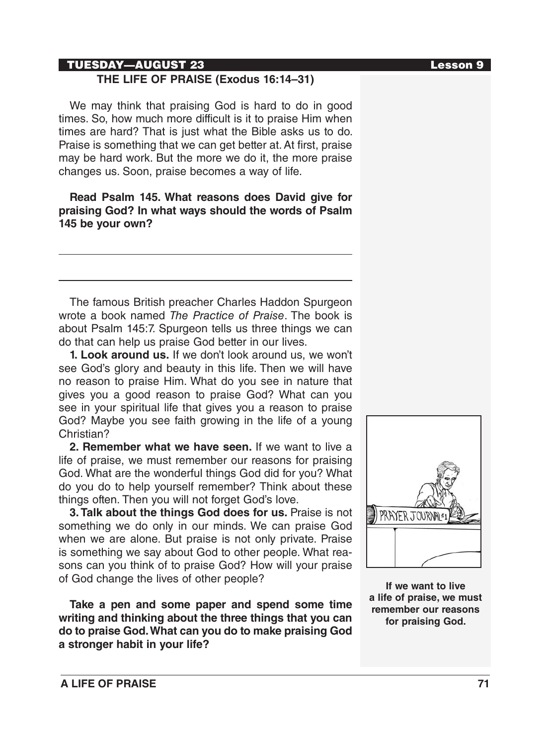## TUESDAY—AUGUST 23

### THE LIFE OF PRAISE (Exodus 16:14–31)

We may think that praising God is hard to do in good times. So, how much more difficult is it to praise Him when times are hard? That is just what the Bible asks us to do. Praise is something that we can get better at. At first, praise may be hard work. But the more we do it, the more praise changes us. Soon, praise becomes a way of life.

**Read Psalm 145. What reasons does David give for praising God? In what ways should the words of Psalm 145 be your own?**

---

---

The famous British preacher Charles Haddon Spurgeon wrote a book named *The Practice of Praise*. The book is about Psalm 145:7. Spurgeon tells us three things we can do that can help us praise God better in our lives.

**1. Look around us.** If we don't look around us, we won't see God's glory and beauty in this life. Then we will have no reason to praise Him. What do you see in nature that gives you a good reason to praise God? What can you see in your spiritual life that gives you a reason to praise God? Maybe you see faith growing in the life of a young Christian?

**2. Remember what we have seen.** If we want to live a life of praise, we must remember our reasons for praising God. What are the wonderful things God did for you? What do you do to help yourself remember? Think about these things often. Then you will not forget God's love.

**3. Talk about the things God does for us.** Praise is not something we do only in our minds. We can praise God when we are alone. But praise is not only private. Praise is something we say about God to other people. What reasons can you think of to praise God? How will your praise of God change the lives of other people?

**Take a pen and some paper and spend some time writing and thinking about the three things that you can do to praise God. What can you do to make praising God a stronger habit in your life?**

**If we want to live a life of praise, we must remember our reasons for praising God.**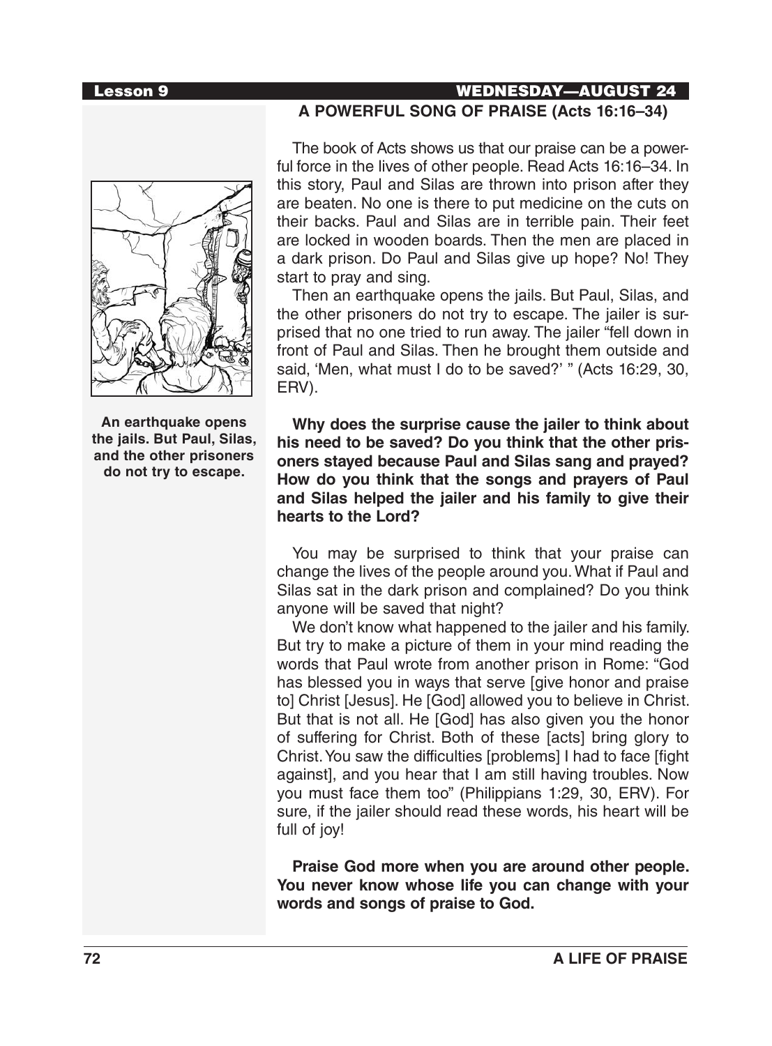## A POWERFUL SONG OF PRAISE (Acts 16:16–34)

The book of Acts shows us that our praise can be a powerful force in the lives of other people. Read Acts 16:16–34. In this story, Paul and Silas are thrown into prison after they are beaten. No one is there to put medicine on the cuts on their backs. Paul and Silas are in terrible pain. Their feet are locked in wooden boards. Then the men are placed in a dark prison. Do Paul and Silas give up hope? No! They start to pray and sing.

Then an earthquake opens the jails. But Paul, Silas, and the other prisoners do not try to escape. The jailer is surprised that no one tried to run away. The jailer "fell down in front of Paul and Silas. Then he brought them outside and said, 'Men, what must I do to be saved?' " (Acts 16:29, 30, ERV).

**An earthquake opens the jails. But Paul, Silas, and the other prisoners do not try to escape.**

**Why does the surprise cause the jailer to think about his need to be saved? Do you think that the other prisoners stayed because Paul and Silas sang and prayed? How do you think that the songs and prayers of Paul and Silas helped the jailer and his family to give their hearts to the Lord?**

You may be surprised to think that your praise can change the lives of the people around you. What if Paul and Silas sat in the dark prison and complained? Do you think anyone will be saved that night?

We don't know what happened to the jailer and his family. But try to make a picture of them in your mind reading the words that Paul wrote from another prison in Rome: "God has blessed you in ways that serve [give honor and praise to] Christ [Jesus]. He [God] allowed you to believe in Christ. But that is not all. He [God] has also given you the honor of suffering for Christ. Both of these [acts] bring glory to Christ. You saw the difficulties [problems] I had to face [fight against], and you hear that I am still having troubles. Now you must face them too" (Philippians 1:29, 30, ERV). For sure, if the jailer should read these words, his heart will be full of joy!

**Praise God more when you are around other people. You never know whose life you can change with your words and songs of praise to God.**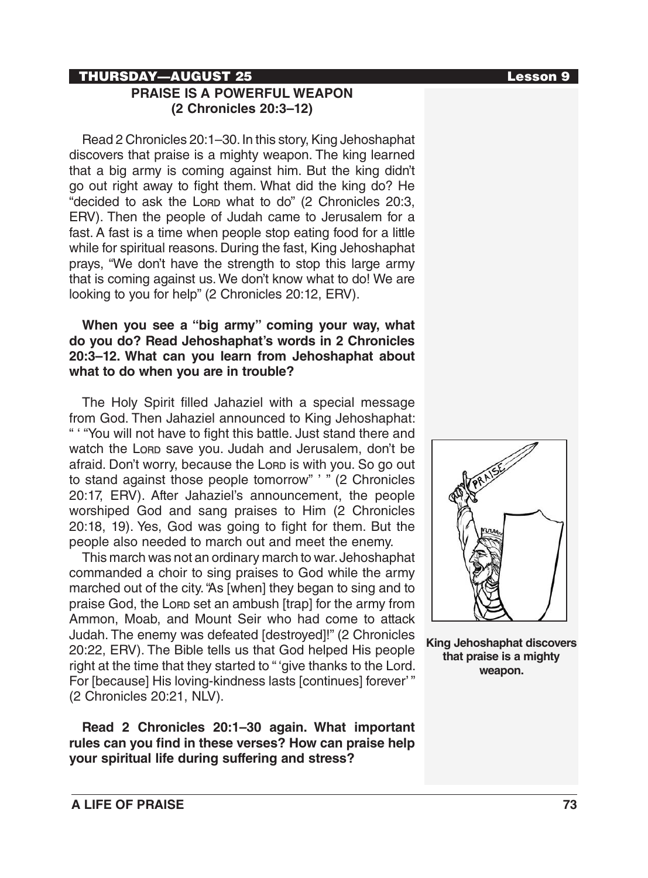**THURSDAY—AUGUST 25** **Lesson 9**

## PRAISE IS A POWERFUL WEAPON (2 Chronicles 20:3–12)

Read 2 Chronicles 20:1–30. In this story, King Jehoshaphat discovers that praise is a mighty weapon. The king learned that a big army is coming against him. But the king didn't go out right away to fight them. What did the king do? He "decided to ask the LORD what to do" (2 Chronicles 20:3, ERV). Then the people of Judah came to Jerusalem for a fast. A fast is a time when people stop eating food for a little while for spiritual reasons. During the fast, King Jehoshaphat prays, "We don't have the strength to stop this large army that is coming against us. We don't know what to do! We are looking to you for help" (2 Chronicles 20:12, ERV).

**When you see a "big army" coming your way, what do you do? Read Jehoshaphat's words in 2 Chronicles 20:3–12. What can you learn from Jehoshaphat about what to do when you are in trouble?**

The Holy Spirit filled Jahaziel with a special message from God. Then Jahaziel announced to King Jehoshaphat: " ' "You will not have to fight this battle. Just stand there and watch the LORD save you. Judah and Jerusalem, don't be afraid. Don't worry, because the LORD is with you. So go out to stand against those people tomorrow" ' " (2 Chronicles 20:17, ERV). After Jahaziel's announcement, the people worshiped God and sang praises to Him (2 Chronicles 20:18, 19). Yes, God was going to fight for them. But the people also needed to march out and meet the enemy.

This march was not an ordinary march to war. Jehoshaphat commanded a choir to sing praises to God while the army marched out of the city. "As [when] they began to sing and to praise God, the LORD set an ambush [trap] for the army from Ammon, Moab, and Mount Seir who had come to attack Judah. The enemy was defeated [destroyed]!" (2 Chronicles 20:22, ERV). The Bible tells us that God helped His people right at the time that they started to " 'give thanks to the Lord. For [because] His loving-kindness lasts [continues] forever' " (2 Chronicles 20:21, NLV).

King Jehoshaphat discovers that praise is a mighty weapon.

**Read 2 Chronicles 20:1–30 again. What important rules can you find in these verses? How can praise help your spiritual life during suffering and stress?**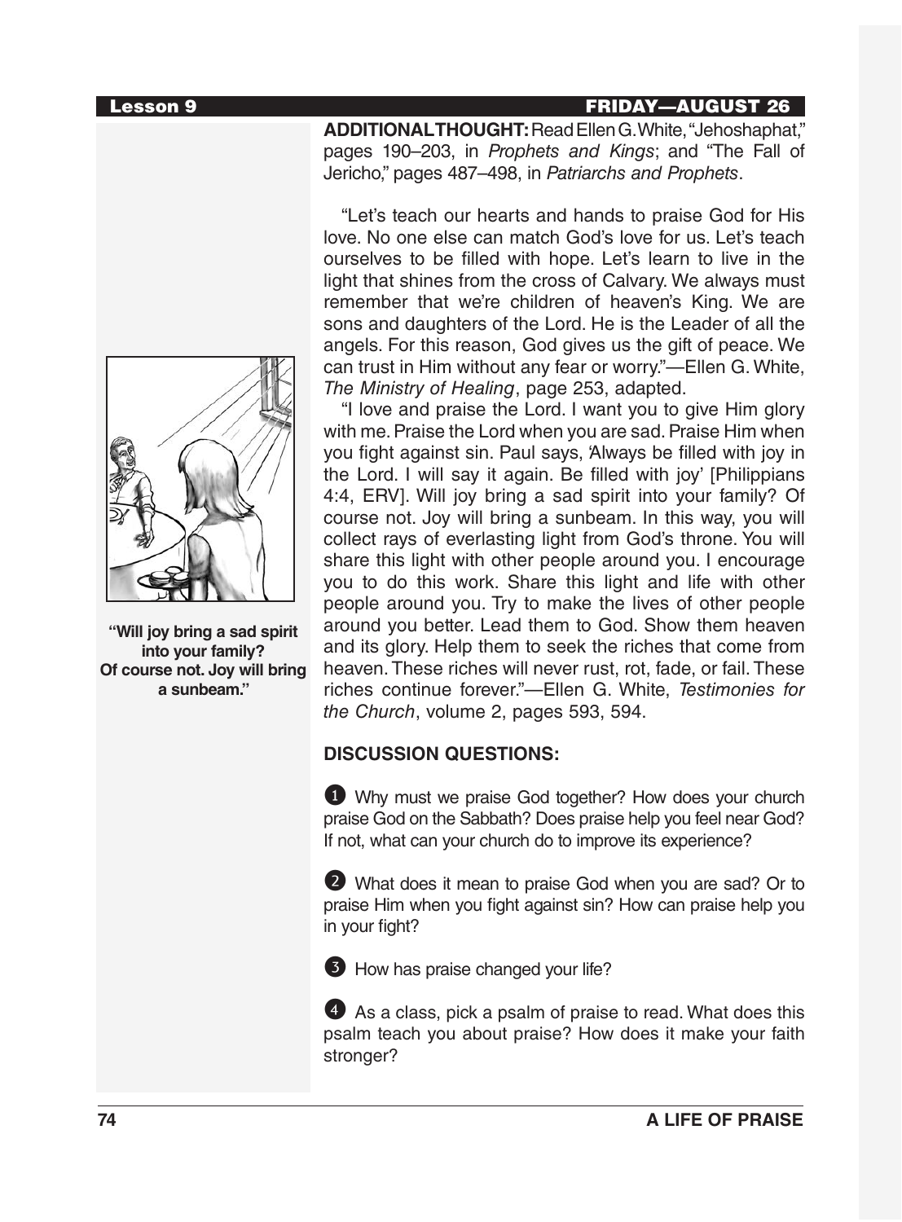**FRIDAY—AUGUST 26**

**ADDITIONAL THOUGHT:** Read Ellen G. White, "Jehoshaphat," pages 190–203, in *Prophets and Kings*; and "The Fall of Jericho," pages 487–498, in *Patriarchs and Prophets*.

"Let's teach our hearts and hands to praise God for His love. No one else can match God's love for us. Let's teach ourselves to be filled with hope. Let's learn to live in the light that shines from the cross of Calvary. We always must remember that we're children of heaven's King. We are sons and daughters of the Lord. He is the Leader of all the angels. For this reason, God gives us the gift of peace. We can trust in Him without any fear or worry."—Ellen G. White, *The Ministry of Healing*, page 253, adapted.

"I love and praise the Lord. I want you to give Him glory with me. Praise the Lord when you are sad. Praise Him when you fight against sin. Paul says, 'Always be filled with joy in the Lord. I will say it again. Be filled with joy' [Philippians 4:4, ERV]. Will joy bring a sad spirit into your family? Of course not. Joy will bring a sunbeam. In this way, you will collect rays of everlasting light from God's throne. You will share this light with other people around you. I encourage you to do this work. Share this light and life with other people around you. Try to make the lives of other people around you better. Lead them to God. Show them heaven and its glory. Help them to seek the riches that come from heaven. These riches will never rust, rot, fade, or fail. These riches continue forever."—Ellen G. White, *Testimonies for the Church*, volume 2, pages 593, 594.

**"Will joy bring a sad spirit into your family? Of course not. Joy will bring a sunbeam."**

**DISCUSSION QUESTIONS:**

1. Why must we praise God together? How does your church praise God on the Sabbath? Does praise help you feel near God? If not, what can your church do to improve its experience?

2. What does it mean to praise God when you are sad? Or to praise Him when you fight against sin? How can praise help you in your fight?

3. How has praise changed your life?

4. As a class, pick a psalm of praise to read. What does this psalm teach you about praise? How does it make your faith stronger?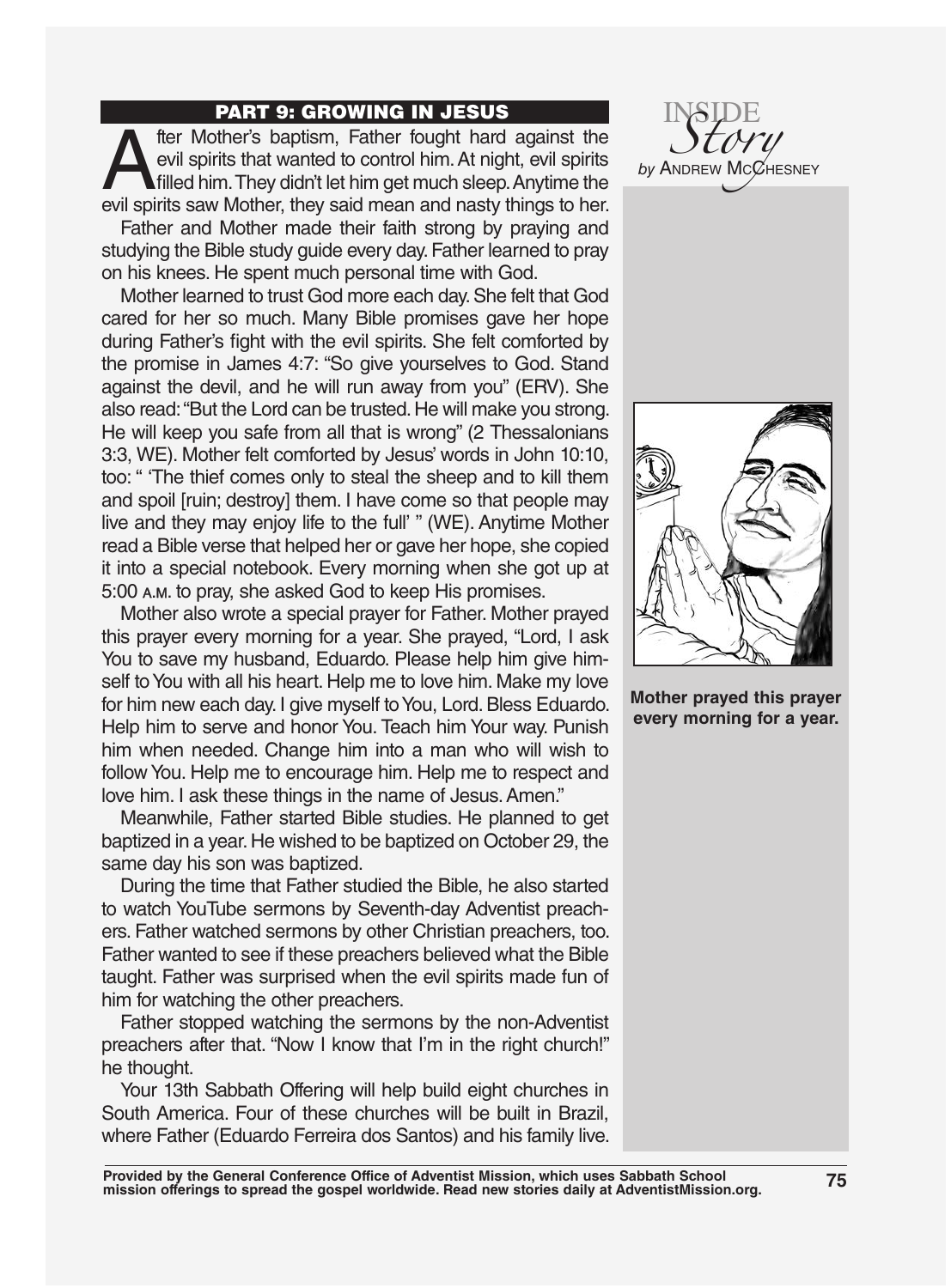## PART 9: GROWING IN JESUS

INSIDE *Story* by ANDREW MCCHESNEY

After Mother's baptism, Father fought hard against the evil spirits that wanted to control him. At night, evil spirits filled him. They didn't let him get much sleep. Anytime the evil spirits saw Mother, they said mean and nasty things to her.

Father and Mother made their faith strong by praying and studying the Bible study guide every day. Father learned to pray on his knees. He spent much personal time with God.

Mother learned to trust God more each day. She felt that God cared for her so much. Many Bible promises gave her hope during Father's fight with the evil spirits. She felt comforted by the promise in James 4:7: "So give yourselves to God. Stand against the devil, and he will run away from you" (ERV). She also read: "But the Lord can be trusted. He will make you strong. He will keep you safe from all that is wrong" (2 Thessalonians 3:3, WE). Mother felt comforted by Jesus' words in John 10:10, too: " 'The thief comes only to steal the sheep and to kill them and spoil [ruin; destroy] them. I have come so that people may live and they may enjoy life to the full' " (WE). Anytime Mother read a Bible verse that helped her or gave her hope, she copied it into a special notebook. Every morning when she got up at 5:00 A.M. to pray, she asked God to keep His promises.

Mother also wrote a special prayer for Father. Mother prayed this prayer every morning for a year. She prayed, "Lord, I ask You to save my husband, Eduardo. Please help him give himself to You with all his heart. Help me to love him. Make my love for him new each day. I give myself to You, Lord. Bless Eduardo. Help him to serve and honor You. Teach him Your way. Punish him when needed. Change him into a man who will wish to follow You. Help me to encourage him. Help me to respect and love him. I ask these things in the name of Jesus. Amen."

Meanwhile, Father started Bible studies. He planned to get baptized in a year. He wished to be baptized on October 29, the same day his son was baptized.

During the time that Father studied the Bible, he also started to watch YouTube sermons by Seventh-day Adventist preachers. Father watched sermons by other Christian preachers, too. Father wanted to see if these preachers believed what the Bible taught. Father was surprised when the evil spirits made fun of him for watching the other preachers.

Father stopped watching the sermons by the non-Adventist preachers after that. "Now I know that I'm in the right church!" he thought.

Your 13th Sabbath Offering will help build eight churches in South America. Four of these churches will be built in Brazil, where Father (Eduardo Ferreira dos Santos) and his family live.

**Mother prayed this prayer every morning for a year.**

**Provided by the General Conference Office of Adventist Mission, which uses Sabbath School mission offerings to spread the gospel worldwide. Read new stories daily at AdventistMission.org.**